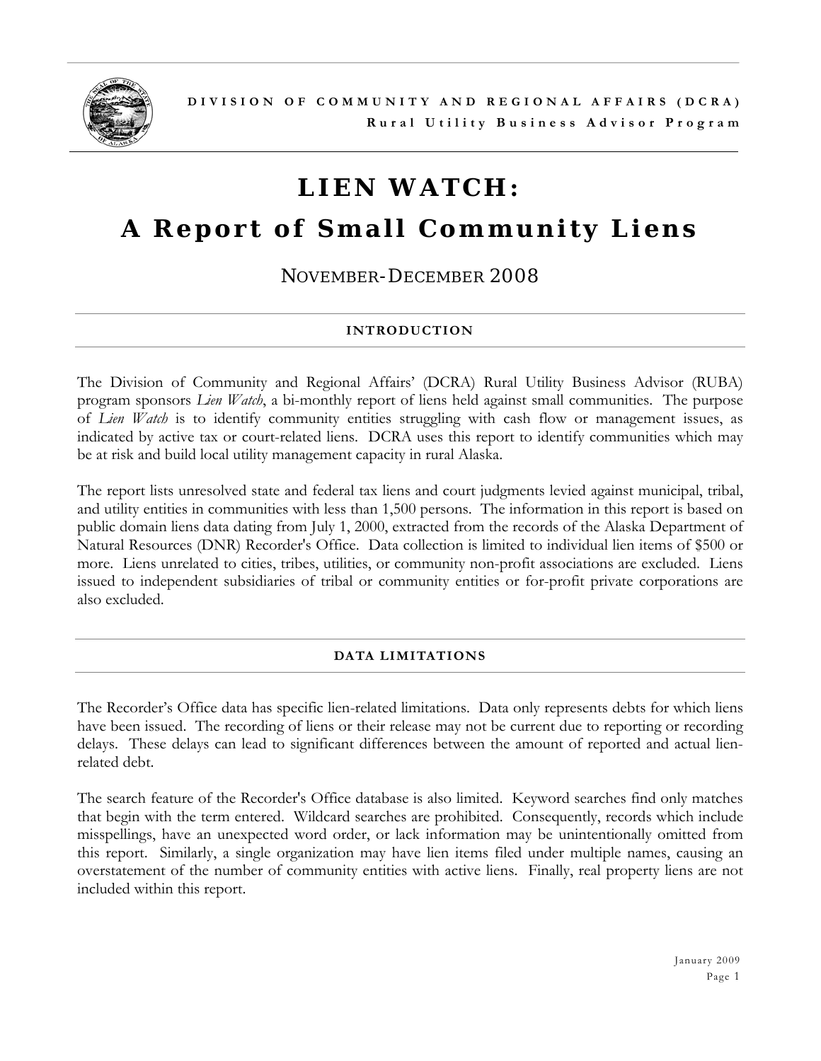DIVISION OF COMMUNITY AND REGIONAL AFFAIRS (DCRA)

Rural Utility Business Advisor Program

# LIEN WATCH:
# A Report of Small Community Liens

## NOVEMBER-DECEMBER 2008

### INTRODUCTION

The Division of Community and Regional Affairs' (DCRA) Rural Utility Business Advisor (RUBA) program sponsors *Lien Watch*, a bi-monthly report of liens held against small communities. The purpose of *Lien Watch* is to identify community entities struggling with cash flow or management issues, as indicated by active tax or court-related liens. DCRA uses this report to identify communities which may be at risk and build local utility management capacity in rural Alaska.

The report lists unresolved state and federal tax liens and court judgments levied against municipal, tribal, and utility entities in communities with less than 1,500 persons. The information in this report is based on public domain liens data dating from July 1, 2000, extracted from the records of the Alaska Department of Natural Resources (DNR) Recorder's Office. Data collection is limited to individual lien items of $500 or more. Liens unrelated to cities, tribes, utilities, or community non-profit associations are excluded. Liens issued to independent subsidiaries of tribal or community entities or for-profit private corporations are also excluded.

### DATA LIMITATIONS

The Recorder's Office data has specific lien-related limitations. Data only represents debts for which liens have been issued. The recording of liens or their release may not be current due to reporting or recording delays. These delays can lead to significant differences between the amount of reported and actual lien-related debt.

The search feature of the Recorder's Office database is also limited. Keyword searches find only matches that begin with the term entered. Wildcard searches are prohibited. Consequently, records which include misspellings, have an unexpected word order, or lack information may be unintentionally omitted from this report. Similarly, a single organization may have lien items filed under multiple names, causing an overstatement of the number of community entities with active liens. Finally, real property liens are not included within this report.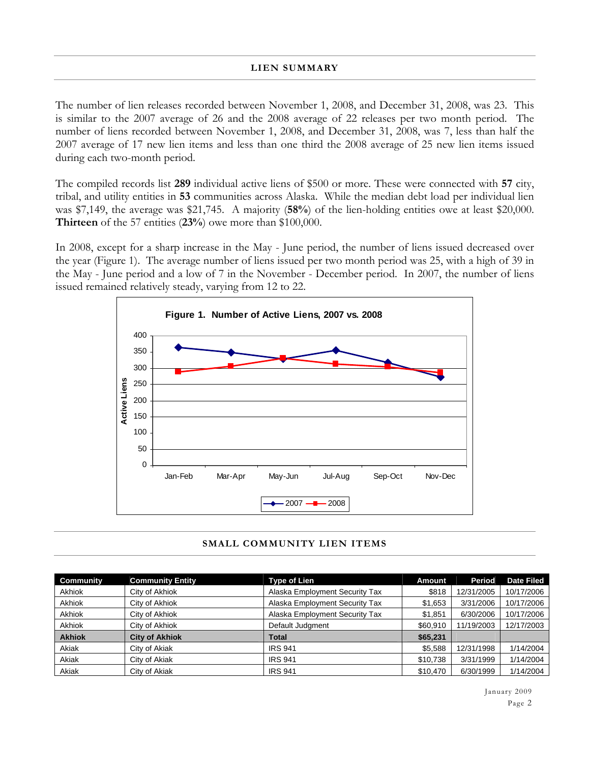## LIEN SUMMARY

The number of lien releases recorded between November 1, 2008, and December 31, 2008, was 23. This is similar to the 2007 average of 26 and the 2008 average of 22 releases per two month period. The number of liens recorded between November 1, 2008, and December 31, 2008, was 7, less than half the 2007 average of 17 new lien items and less than one third the 2008 average of 25 new lien items issued during each two-month period.

The compiled records list **289** individual active liens of $500 or more. These were connected with **57** city, tribal, and utility entities in **53** communities across Alaska. While the median debt load per individual lien was $7,149, the average was $21,745. A majority (**58%**) of the lien-holding entities owe at least $20,000. **Thirteen** of the 57 entities (**23%**) owe more than $100,000.

In 2008, except for a sharp increase in the May - June period, the number of liens issued decreased over the year (Figure 1). The average number of liens issued per two month period was 25, with a high of 39 in the May - June period and a low of 7 in the November - December period. In 2007, the number of liens issued remained relatively steady, varying from 12 to 22.

**Figure 1. Number of Active Liens, 2007 vs. 2008**

## SMALL COMMUNITY LIEN ITEMS

| Community | Community Entity | Type of Lien | Amount | Period | Date Filed |
|---|---|---|---|---|---|
| Akhiok | City of Akhiok | Alaska Employment Security Tax | $818 | 12/31/2005 | 10/17/2006 |
| Akhiok | City of Akhiok | Alaska Employment Security Tax | $1,653 | 3/31/2006 | 10/17/2006 |
| Akhiok | City of Akhiok | Alaska Employment Security Tax | $1,851 | 6/30/2006 | 10/17/2006 |
| Akhiok | City of Akhiok | Default Judgment | $60,910 | 11/19/2003 | 12/17/2003 |
| **Akhiok** | **City of Akhiok** | **Total** | **$65,231** | | |
| Akiak | City of Akiak | IRS 941 | $5,588 | 12/31/1998 | 1/14/2004 |
| Akiak | City of Akiak | IRS 941 | $10,738 | 3/31/1999 | 1/14/2004 |
| Akiak | City of Akiak | IRS 941 | $10,470 | 6/30/1999 | 1/14/2004 |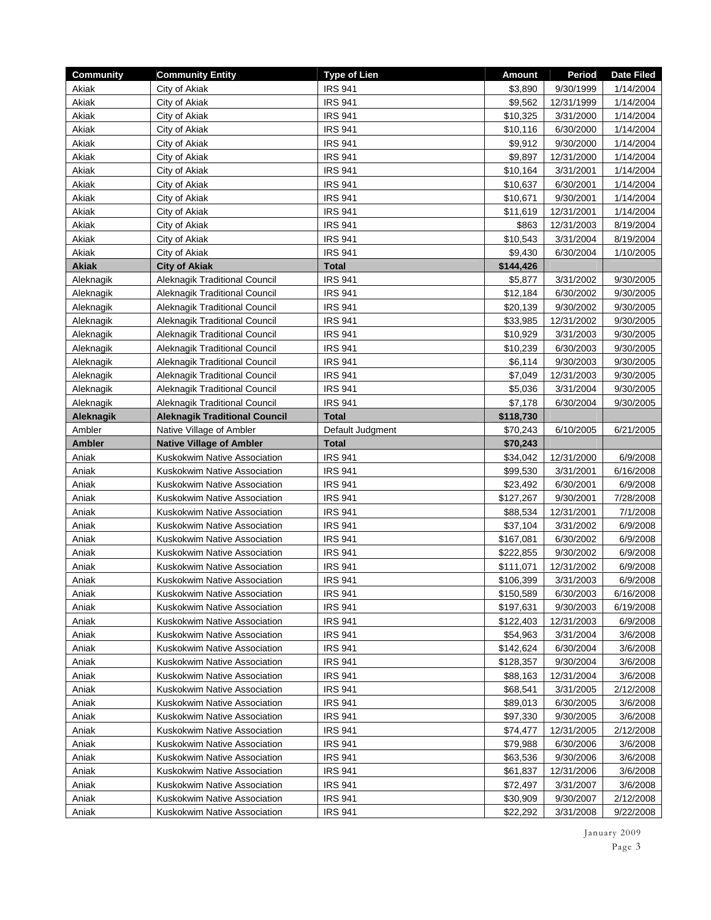| Community | Community Entity | Type of Lien | Amount | Period | Date Filed |
|---|---|---|---|---|---|
| Akiak | City of Akiak | IRS 941 | $3,890 | 9/30/1999 | 1/14/2004 |
| Akiak | City of Akiak | IRS 941 | $9,562 | 12/31/1999 | 1/14/2004 |
| Akiak | City of Akiak | IRS 941 | $10,325 | 3/31/2000 | 1/14/2004 |
| Akiak | City of Akiak | IRS 941 | $10,116 | 6/30/2000 | 1/14/2004 |
| Akiak | City of Akiak | IRS 941 | $9,912 | 9/30/2000 | 1/14/2004 |
| Akiak | City of Akiak | IRS 941 | $9,897 | 12/31/2000 | 1/14/2004 |
| Akiak | City of Akiak | IRS 941 | $10,164 | 3/31/2001 | 1/14/2004 |
| Akiak | City of Akiak | IRS 941 | $10,637 | 6/30/2001 | 1/14/2004 |
| Akiak | City of Akiak | IRS 941 | $10,671 | 9/30/2001 | 1/14/2004 |
| Akiak | City of Akiak | IRS 941 | $11,619 | 12/31/2001 | 1/14/2004 |
| Akiak | City of Akiak | IRS 941 | $863 | 12/31/2003 | 8/19/2004 |
| Akiak | City of Akiak | IRS 941 | $10,543 | 3/31/2004 | 8/19/2004 |
| Akiak | City of Akiak | IRS 941 | $9,430 | 6/30/2004 | 1/10/2005 |
| **Akiak** | **City of Akiak** | **Total** | **$144,426** | | |
| Aleknagik | Aleknagik Traditional Council | IRS 941 | $5,877 | 3/31/2002 | 9/30/2005 |
| Aleknagik | Aleknagik Traditional Council | IRS 941 | $12,184 | 6/30/2002 | 9/30/2005 |
| Aleknagik | Aleknagik Traditional Council | IRS 941 | $20,139 | 9/30/2002 | 9/30/2005 |
| Aleknagik | Aleknagik Traditional Council | IRS 941 | $33,985 | 12/31/2002 | 9/30/2005 |
| Aleknagik | Aleknagik Traditional Council | IRS 941 | $10,929 | 3/31/2003 | 9/30/2005 |
| Aleknagik | Aleknagik Traditional Council | IRS 941 | $10,239 | 6/30/2003 | 9/30/2005 |
| Aleknagik | Aleknagik Traditional Council | IRS 941 | $6,114 | 9/30/2003 | 9/30/2005 |
| Aleknagik | Aleknagik Traditional Council | IRS 941 | $7,049 | 12/31/2003 | 9/30/2005 |
| Aleknagik | Aleknagik Traditional Council | IRS 941 | $5,036 | 3/31/2004 | 9/30/2005 |
| Aleknagik | Aleknagik Traditional Council | IRS 941 | $7,178 | 6/30/2004 | 9/30/2005 |
| **Aleknagik** | **Aleknagik Traditional Council** | **Total** | **$118,730** | | |
| Ambler | Native Village of Ambler | Default Judgment | $70,243 | 6/10/2005 | 6/21/2005 |
| **Ambler** | **Native Village of Ambler** | **Total** | **$70,243** | | |
| Aniak | Kuskokwim Native Association | IRS 941 | $34,042 | 12/31/2000 | 6/9/2008 |
| Aniak | Kuskokwim Native Association | IRS 941 | $99,530 | 3/31/2001 | 6/16/2008 |
| Aniak | Kuskokwim Native Association | IRS 941 | $23,492 | 6/30/2001 | 6/9/2008 |
| Aniak | Kuskokwim Native Association | IRS 941 | $127,267 | 9/30/2001 | 7/28/2008 |
| Aniak | Kuskokwim Native Association | IRS 941 | $88,534 | 12/31/2001 | 7/1/2008 |
| Aniak | Kuskokwim Native Association | IRS 941 | $37,104 | 3/31/2002 | 6/9/2008 |
| Aniak | Kuskokwim Native Association | IRS 941 | $167,081 | 6/30/2002 | 6/9/2008 |
| Aniak | Kuskokwim Native Association | IRS 941 | $222,855 | 9/30/2002 | 6/9/2008 |
| Aniak | Kuskokwim Native Association | IRS 941 | $111,071 | 12/31/2002 | 6/9/2008 |
| Aniak | Kuskokwim Native Association | IRS 941 | $106,399 | 3/31/2003 | 6/9/2008 |
| Aniak | Kuskokwim Native Association | IRS 941 | $150,589 | 6/30/2003 | 6/16/2008 |
| Aniak | Kuskokwim Native Association | IRS 941 | $197,631 | 9/30/2003 | 6/19/2008 |
| Aniak | Kuskokwim Native Association | IRS 941 | $122,403 | 12/31/2003 | 6/9/2008 |
| Aniak | Kuskokwim Native Association | IRS 941 | $54,963 | 3/31/2004 | 3/6/2008 |
| Aniak | Kuskokwim Native Association | IRS 941 | $142,624 | 6/30/2004 | 3/6/2008 |
| Aniak | Kuskokwim Native Association | IRS 941 | $128,357 | 9/30/2004 | 3/6/2008 |
| Aniak | Kuskokwim Native Association | IRS 941 | $88,163 | 12/31/2004 | 3/6/2008 |
| Aniak | Kuskokwim Native Association | IRS 941 | $68,541 | 3/31/2005 | 2/12/2008 |
| Aniak | Kuskokwim Native Association | IRS 941 | $89,013 | 6/30/2005 | 3/6/2008 |
| Aniak | Kuskokwim Native Association | IRS 941 | $97,330 | 9/30/2005 | 3/6/2008 |
| Aniak | Kuskokwim Native Association | IRS 941 | $74,477 | 12/31/2005 | 2/12/2008 |
| Aniak | Kuskokwim Native Association | IRS 941 | $79,988 | 6/30/2006 | 3/6/2008 |
| Aniak | Kuskokwim Native Association | IRS 941 | $63,536 | 9/30/2006 | 3/6/2008 |
| Aniak | Kuskokwim Native Association | IRS 941 | $61,837 | 12/31/2006 | 3/6/2008 |
| Aniak | Kuskokwim Native Association | IRS 941 | $72,497 | 3/31/2007 | 3/6/2008 |
| Aniak | Kuskokwim Native Association | IRS 941 | $30,909 | 9/30/2007 | 2/12/2008 |
| Aniak | Kuskokwim Native Association | IRS 941 | $22,292 | 3/31/2008 | 9/22/2008 |

January 2009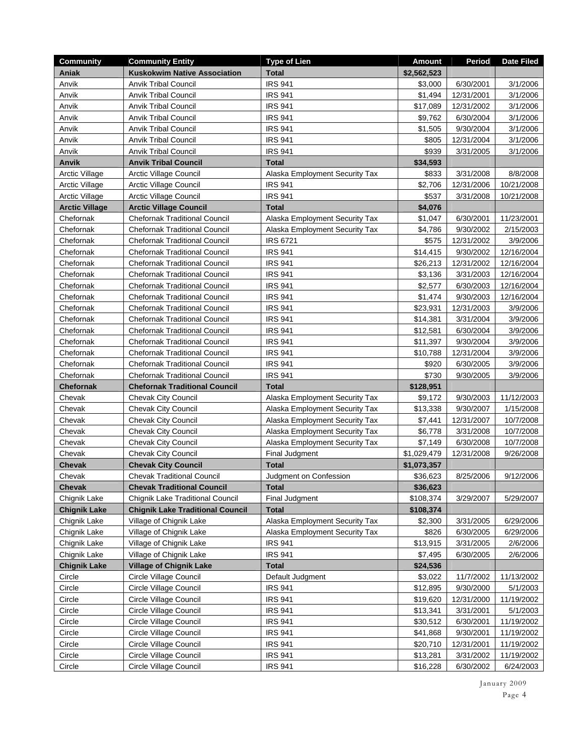| Community | Community Entity | Type of Lien | Amount | Period | Date Filed |
|---|---|---|---|---|---|
| **Aniak** | **Kuskokwim Native Association** | **Total** | **$2,562,523** | | |
| Anvik | Anvik Tribal Council | IRS 941 | $3,000 | 6/30/2001 | 3/1/2006 |
| Anvik | Anvik Tribal Council | IRS 941 | $1,494 | 12/31/2001 | 3/1/2006 |
| Anvik | Anvik Tribal Council | IRS 941 | $17,089 | 12/31/2002 | 3/1/2006 |
| Anvik | Anvik Tribal Council | IRS 941 | $9,762 | 6/30/2004 | 3/1/2006 |
| Anvik | Anvik Tribal Council | IRS 941 | $1,505 | 9/30/2004 | 3/1/2006 |
| Anvik | Anvik Tribal Council | IRS 941 | $805 | 12/31/2004 | 3/1/2006 |
| Anvik | Anvik Tribal Council | IRS 941 | $939 | 3/31/2005 | 3/1/2006 |
| **Anvik** | **Anvik Tribal Council** | **Total** | **$34,593** | | |
| Arctic Village | Arctic Village Council | Alaska Employment Security Tax | $833 | 3/31/2008 | 8/8/2008 |
| Arctic Village | Arctic Village Council | IRS 941 | $2,706 | 12/31/2006 | 10/21/2008 |
| Arctic Village | Arctic Village Council | IRS 941 | $537 | 3/31/2008 | 10/21/2008 |
| **Arctic Village** | **Arctic Village Council** | **Total** | **$4,076** | | |
| Chefornak | Chefornak Traditional Council | Alaska Employment Security Tax | $1,047 | 6/30/2001 | 11/23/2001 |
| Chefornak | Chefornak Traditional Council | Alaska Employment Security Tax | $4,786 | 9/30/2002 | 2/15/2003 |
| Chefornak | Chefornak Traditional Council | IRS 6721 | $575 | 12/31/2002 | 3/9/2006 |
| Chefornak | Chefornak Traditional Council | IRS 941 | $14,415 | 9/30/2002 | 12/16/2004 |
| Chefornak | Chefornak Traditional Council | IRS 941 | $26,213 | 12/31/2002 | 12/16/2004 |
| Chefornak | Chefornak Traditional Council | IRS 941 | $3,136 | 3/31/2003 | 12/16/2004 |
| Chefornak | Chefornak Traditional Council | IRS 941 | $2,577 | 6/30/2003 | 12/16/2004 |
| Chefornak | Chefornak Traditional Council | IRS 941 | $1,474 | 9/30/2003 | 12/16/2004 |
| Chefornak | Chefornak Traditional Council | IRS 941 | $23,931 | 12/31/2003 | 3/9/2006 |
| Chefornak | Chefornak Traditional Council | IRS 941 | $14,381 | 3/31/2004 | 3/9/2006 |
| Chefornak | Chefornak Traditional Council | IRS 941 | $12,581 | 6/30/2004 | 3/9/2006 |
| Chefornak | Chefornak Traditional Council | IRS 941 | $11,397 | 9/30/2004 | 3/9/2006 |
| Chefornak | Chefornak Traditional Council | IRS 941 | $10,788 | 12/31/2004 | 3/9/2006 |
| Chefornak | Chefornak Traditional Council | IRS 941 | $920 | 6/30/2005 | 3/9/2006 |
| Chefornak | Chefornak Traditional Council | IRS 941 | $730 | 9/30/2005 | 3/9/2006 |
| **Chefornak** | **Chefornak Traditional Council** | **Total** | **$128,951** | | |
| Chevak | Chevak City Council | Alaska Employment Security Tax | $9,172 | 9/30/2003 | 11/12/2003 |
| Chevak | Chevak City Council | Alaska Employment Security Tax | $13,338 | 9/30/2007 | 1/15/2008 |
| Chevak | Chevak City Council | Alaska Employment Security Tax | $7,441 | 12/31/2007 | 10/7/2008 |
| Chevak | Chevak City Council | Alaska Employment Security Tax | $6,778 | 3/31/2008 | 10/7/2008 |
| Chevak | Chevak City Council | Alaska Employment Security Tax | $7,149 | 6/30/2008 | 10/7/2008 |
| Chevak | Chevak City Council | Final Judgment | $1,029,479 | 12/31/2008 | 9/26/2008 |
| **Chevak** | **Chevak City Council** | **Total** | **$1,073,357** | | |
| Chevak | Chevak Traditional Council | Judgment on Confession | $36,623 | 8/25/2006 | 9/12/2006 |
| **Chevak** | **Chevak Traditional Council** | **Total** | **$36,623** | | |
| Chignik Lake | Chignik Lake Traditional Council | Final Judgment | $108,374 | 3/29/2007 | 5/29/2007 |
| **Chignik Lake** | **Chignik Lake Traditional Council** | **Total** | **$108,374** | | |
| Chignik Lake | Village of Chignik Lake | Alaska Employment Security Tax | $2,300 | 3/31/2005 | 6/29/2006 |
| Chignik Lake | Village of Chignik Lake | Alaska Employment Security Tax | $826 | 6/30/2005 | 6/29/2006 |
| Chignik Lake | Village of Chignik Lake | IRS 941 | $13,915 | 3/31/2005 | 2/6/2006 |
| Chignik Lake | Village of Chignik Lake | IRS 941 | $7,495 | 6/30/2005 | 2/6/2006 |
| **Chignik Lake** | **Village of Chignik Lake** | **Total** | **$24,536** | | |
| Circle | Circle Village Council | Default Judgment | $3,022 | 11/7/2002 | 11/13/2002 |
| Circle | Circle Village Council | IRS 941 | $12,895 | 9/30/2000 | 5/1/2003 |
| Circle | Circle Village Council | IRS 941 | $19,620 | 12/31/2000 | 11/19/2002 |
| Circle | Circle Village Council | IRS 941 | $13,341 | 3/31/2001 | 5/1/2003 |
| Circle | Circle Village Council | IRS 941 | $30,512 | 6/30/2001 | 11/19/2002 |
| Circle | Circle Village Council | IRS 941 | $41,868 | 9/30/2001 | 11/19/2002 |
| Circle | Circle Village Council | IRS 941 | $20,710 | 12/31/2001 | 11/19/2002 |
| Circle | Circle Village Council | IRS 941 | $13,281 | 3/31/2002 | 11/19/2002 |
| Circle | Circle Village Council | IRS 941 | $16,228 | 6/30/2002 | 6/24/2003 |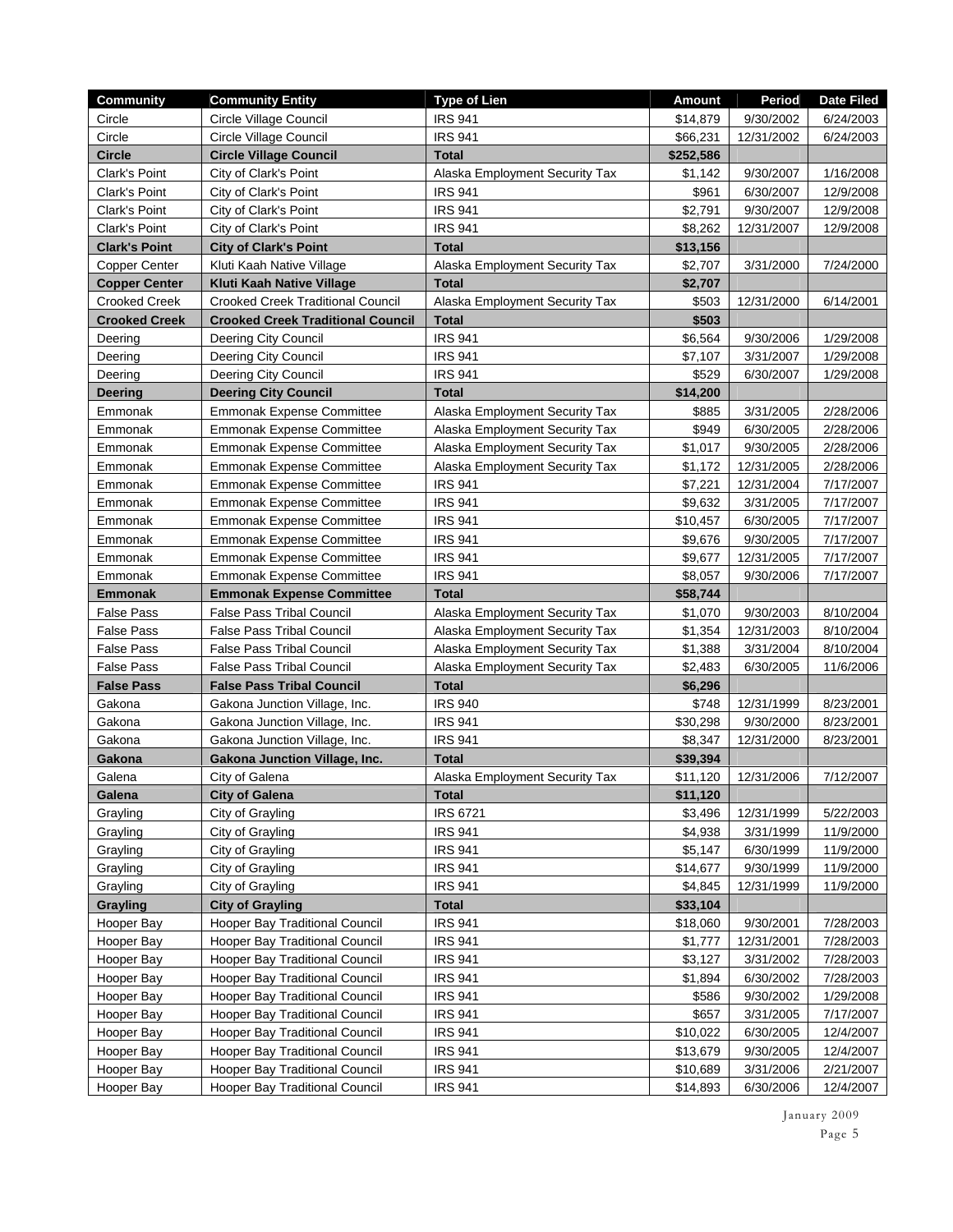| Community | Community Entity | Type of Lien | Amount | Period | Date Filed |
|---|---|---|---|---|---|
| Circle | Circle Village Council | IRS 941 | $14,879 | 9/30/2002 | 6/24/2003 |
| Circle | Circle Village Council | IRS 941 | $66,231 | 12/31/2002 | 6/24/2003 |
| **Circle** | **Circle Village Council** | **Total** | **$252,586** | | |
| Clark's Point | City of Clark's Point | Alaska Employment Security Tax | $1,142 | 9/30/2007 | 1/16/2008 |
| Clark's Point | City of Clark's Point | IRS 941 | $961 | 6/30/2007 | 12/9/2008 |
| Clark's Point | City of Clark's Point | IRS 941 | $2,791 | 9/30/2007 | 12/9/2008 |
| Clark's Point | City of Clark's Point | IRS 941 | $8,262 | 12/31/2007 | 12/9/2008 |
| **Clark's Point** | **City of Clark's Point** | **Total** | **$13,156** | | |
| Copper Center | Kluti Kaah Native Village | Alaska Employment Security Tax | $2,707 | 3/31/2000 | 7/24/2000 |
| **Copper Center** | **Kluti Kaah Native Village** | **Total** | **$2,707** | | |
| Crooked Creek | Crooked Creek Traditional Council | Alaska Employment Security Tax | $503 | 12/31/2000 | 6/14/2001 |
| **Crooked Creek** | **Crooked Creek Traditional Council** | **Total** | **$503** | | |
| Deering | Deering City Council | IRS 941 | $6,564 | 9/30/2006 | 1/29/2008 |
| Deering | Deering City Council | IRS 941 | $7,107 | 3/31/2007 | 1/29/2008 |
| Deering | Deering City Council | IRS 941 | $529 | 6/30/2007 | 1/29/2008 |
| **Deering** | **Deering City Council** | **Total** | **$14,200** | | |
| Emmonak | Emmonak Expense Committee | Alaska Employment Security Tax | $885 | 3/31/2005 | 2/28/2006 |
| Emmonak | Emmonak Expense Committee | Alaska Employment Security Tax | $949 | 6/30/2005 | 2/28/2006 |
| Emmonak | Emmonak Expense Committee | Alaska Employment Security Tax | $1,017 | 9/30/2005 | 2/28/2006 |
| Emmonak | Emmonak Expense Committee | Alaska Employment Security Tax | $1,172 | 12/31/2005 | 2/28/2006 |
| Emmonak | Emmonak Expense Committee | IRS 941 | $7,221 | 12/31/2004 | 7/17/2007 |
| Emmonak | Emmonak Expense Committee | IRS 941 | $9,632 | 3/31/2005 | 7/17/2007 |
| Emmonak | Emmonak Expense Committee | IRS 941 | $10,457 | 6/30/2005 | 7/17/2007 |
| Emmonak | Emmonak Expense Committee | IRS 941 | $9,676 | 9/30/2005 | 7/17/2007 |
| Emmonak | Emmonak Expense Committee | IRS 941 | $9,677 | 12/31/2005 | 7/17/2007 |
| Emmonak | Emmonak Expense Committee | IRS 941 | $8,057 | 9/30/2006 | 7/17/2007 |
| **Emmonak** | **Emmonak Expense Committee** | **Total** | **$58,744** | | |
| False Pass | False Pass Tribal Council | Alaska Employment Security Tax | $1,070 | 9/30/2003 | 8/10/2004 |
| False Pass | False Pass Tribal Council | Alaska Employment Security Tax | $1,354 | 12/31/2003 | 8/10/2004 |
| False Pass | False Pass Tribal Council | Alaska Employment Security Tax | $1,388 | 3/31/2004 | 8/10/2004 |
| False Pass | False Pass Tribal Council | Alaska Employment Security Tax | $2,483 | 6/30/2005 | 11/6/2006 |
| **False Pass** | **False Pass Tribal Council** | **Total** | **$6,296** | | |
| Gakona | Gakona Junction Village, Inc. | IRS 940 | $748 | 12/31/1999 | 8/23/2001 |
| Gakona | Gakona Junction Village, Inc. | IRS 941 | $30,298 | 9/30/2000 | 8/23/2001 |
| Gakona | Gakona Junction Village, Inc. | IRS 941 | $8,347 | 12/31/2000 | 8/23/2001 |
| **Gakona** | **Gakona Junction Village, Inc.** | **Total** | **$39,394** | | |
| Galena | City of Galena | Alaska Employment Security Tax | $11,120 | 12/31/2006 | 7/12/2007 |
| **Galena** | **City of Galena** | **Total** | **$11,120** | | |
| Grayling | City of Grayling | IRS 6721 | $3,496 | 12/31/1999 | 5/22/2003 |
| Grayling | City of Grayling | IRS 941 | $4,938 | 3/31/1999 | 11/9/2000 |
| Grayling | City of Grayling | IRS 941 | $5,147 | 6/30/1999 | 11/9/2000 |
| Grayling | City of Grayling | IRS 941 | $14,677 | 9/30/1999 | 11/9/2000 |
| Grayling | City of Grayling | IRS 941 | $4,845 | 12/31/1999 | 11/9/2000 |
| **Grayling** | **City of Grayling** | **Total** | **$33,104** | | |
| Hooper Bay | Hooper Bay Traditional Council | IRS 941 | $18,060 | 9/30/2001 | 7/28/2003 |
| Hooper Bay | Hooper Bay Traditional Council | IRS 941 | $1,777 | 12/31/2001 | 7/28/2003 |
| Hooper Bay | Hooper Bay Traditional Council | IRS 941 | $3,127 | 3/31/2002 | 7/28/2003 |
| Hooper Bay | Hooper Bay Traditional Council | IRS 941 | $1,894 | 6/30/2002 | 7/28/2003 |
| Hooper Bay | Hooper Bay Traditional Council | IRS 941 | $586 | 9/30/2002 | 1/29/2008 |
| Hooper Bay | Hooper Bay Traditional Council | IRS 941 | $657 | 3/31/2005 | 7/17/2007 |
| Hooper Bay | Hooper Bay Traditional Council | IRS 941 | $10,022 | 6/30/2005 | 12/4/2007 |
| Hooper Bay | Hooper Bay Traditional Council | IRS 941 | $13,679 | 9/30/2005 | 12/4/2007 |
| Hooper Bay | Hooper Bay Traditional Council | IRS 941 | $10,689 | 3/31/2006 | 2/21/2007 |
| Hooper Bay | Hooper Bay Traditional Council | IRS 941 | $14,893 | 6/30/2006 | 12/4/2007 |

January 2009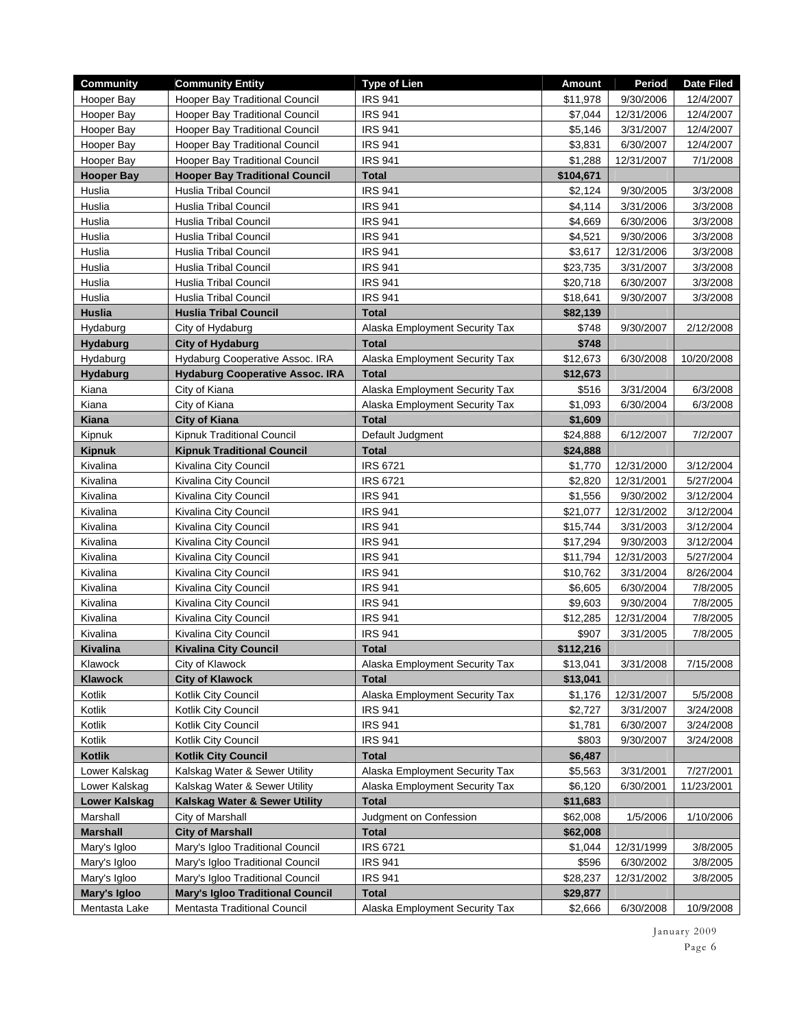| Community | Community Entity | Type of Lien | Amount | Period | Date Filed |
|---|---|---|---|---|---|
| Hooper Bay | Hooper Bay Traditional Council | IRS 941 | $11,978 | 9/30/2006 | 12/4/2007 |
| Hooper Bay | Hooper Bay Traditional Council | IRS 941 | $7,044 | 12/31/2006 | 12/4/2007 |
| Hooper Bay | Hooper Bay Traditional Council | IRS 941 | $5,146 | 3/31/2007 | 12/4/2007 |
| Hooper Bay | Hooper Bay Traditional Council | IRS 941 | $3,831 | 6/30/2007 | 12/4/2007 |
| Hooper Bay | Hooper Bay Traditional Council | IRS 941 | $1,288 | 12/31/2007 | 7/1/2008 |
| **Hooper Bay** | **Hooper Bay Traditional Council** | **Total** | **$104,671** | | |
| Huslia | Huslia Tribal Council | IRS 941 | $2,124 | 9/30/2005 | 3/3/2008 |
| Huslia | Huslia Tribal Council | IRS 941 | $4,114 | 3/31/2006 | 3/3/2008 |
| Huslia | Huslia Tribal Council | IRS 941 | $4,669 | 6/30/2006 | 3/3/2008 |
| Huslia | Huslia Tribal Council | IRS 941 | $4,521 | 9/30/2006 | 3/3/2008 |
| Huslia | Huslia Tribal Council | IRS 941 | $3,617 | 12/31/2006 | 3/3/2008 |
| Huslia | Huslia Tribal Council | IRS 941 | $23,735 | 3/31/2007 | 3/3/2008 |
| Huslia | Huslia Tribal Council | IRS 941 | $20,718 | 6/30/2007 | 3/3/2008 |
| Huslia | Huslia Tribal Council | IRS 941 | $18,641 | 9/30/2007 | 3/3/2008 |
| **Huslia** | **Huslia Tribal Council** | **Total** | **$82,139** | | |
| Hydaburg | City of Hydaburg | Alaska Employment Security Tax | $748 | 9/30/2007 | 2/12/2008 |
| **Hydaburg** | **City of Hydaburg** | **Total** | **$748** | | |
| Hydaburg | Hydaburg Cooperative Assoc. IRA | Alaska Employment Security Tax | $12,673 | 6/30/2008 | 10/20/2008 |
| **Hydaburg** | **Hydaburg Cooperative Assoc. IRA** | **Total** | **$12,673** | | |
| Kiana | City of Kiana | Alaska Employment Security Tax | $516 | 3/31/2004 | 6/3/2008 |
| Kiana | City of Kiana | Alaska Employment Security Tax | $1,093 | 6/30/2004 | 6/3/2008 |
| **Kiana** | **City of Kiana** | **Total** | **$1,609** | | |
| Kipnuk | Kipnuk Traditional Council | Default Judgment | $24,888 | 6/12/2007 | 7/2/2007 |
| **Kipnuk** | **Kipnuk Traditional Council** | **Total** | **$24,888** | | |
| Kivalina | Kivalina City Council | IRS 6721 | $1,770 | 12/31/2000 | 3/12/2004 |
| Kivalina | Kivalina City Council | IRS 6721 | $2,820 | 12/31/2001 | 5/27/2004 |
| Kivalina | Kivalina City Council | IRS 941 | $1,556 | 9/30/2002 | 3/12/2004 |
| Kivalina | Kivalina City Council | IRS 941 | $21,077 | 12/31/2002 | 3/12/2004 |
| Kivalina | Kivalina City Council | IRS 941 | $15,744 | 3/31/2003 | 3/12/2004 |
| Kivalina | Kivalina City Council | IRS 941 | $17,294 | 9/30/2003 | 3/12/2004 |
| Kivalina | Kivalina City Council | IRS 941 | $11,794 | 12/31/2003 | 5/27/2004 |
| Kivalina | Kivalina City Council | IRS 941 | $10,762 | 3/31/2004 | 8/26/2004 |
| Kivalina | Kivalina City Council | IRS 941 | $6,605 | 6/30/2004 | 7/8/2005 |
| Kivalina | Kivalina City Council | IRS 941 | $9,603 | 9/30/2004 | 7/8/2005 |
| Kivalina | Kivalina City Council | IRS 941 | $12,285 | 12/31/2004 | 7/8/2005 |
| Kivalina | Kivalina City Council | IRS 941 | $907 | 3/31/2005 | 7/8/2005 |
| **Kivalina** | **Kivalina City Council** | **Total** | **$112,216** | | |
| Klawock | City of Klawock | Alaska Employment Security Tax | $13,041 | 3/31/2008 | 7/15/2008 |
| **Klawock** | **City of Klawock** | **Total** | **$13,041** | | |
| Kotlik | Kotlik City Council | Alaska Employment Security Tax | $1,176 | 12/31/2007 | 5/5/2008 |
| Kotlik | Kotlik City Council | IRS 941 | $2,727 | 3/31/2007 | 3/24/2008 |
| Kotlik | Kotlik City Council | IRS 941 | $1,781 | 6/30/2007 | 3/24/2008 |
| Kotlik | Kotlik City Council | IRS 941 | $803 | 9/30/2007 | 3/24/2008 |
| **Kotlik** | **Kotlik City Council** | **Total** | **$6,487** | | |
| Lower Kalskag | Kalskag Water & Sewer Utility | Alaska Employment Security Tax | $5,563 | 3/31/2001 | 7/27/2001 |
| Lower Kalskag | Kalskag Water & Sewer Utility | Alaska Employment Security Tax | $6,120 | 6/30/2001 | 11/23/2001 |
| **Lower Kalskag** | **Kalskag Water & Sewer Utility** | **Total** | **$11,683** | | |
| Marshall | City of Marshall | Judgment on Confession | $62,008 | 1/5/2006 | 1/10/2006 |
| **Marshall** | **City of Marshall** | **Total** | **$62,008** | | |
| Mary's Igloo | Mary's Igloo Traditional Council | IRS 6721 | $1,044 | 12/31/1999 | 3/8/2005 |
| Mary's Igloo | Mary's Igloo Traditional Council | IRS 941 | $596 | 6/30/2002 | 3/8/2005 |
| Mary's Igloo | Mary's Igloo Traditional Council | IRS 941 | $28,237 | 12/31/2002 | 3/8/2005 |
| **Mary's Igloo** | **Mary's Igloo Traditional Council** | **Total** | **$29,877** | | |
| Mentasta Lake | Mentasta Traditional Council | Alaska Employment Security Tax | $2,666 | 6/30/2008 | 10/9/2008 |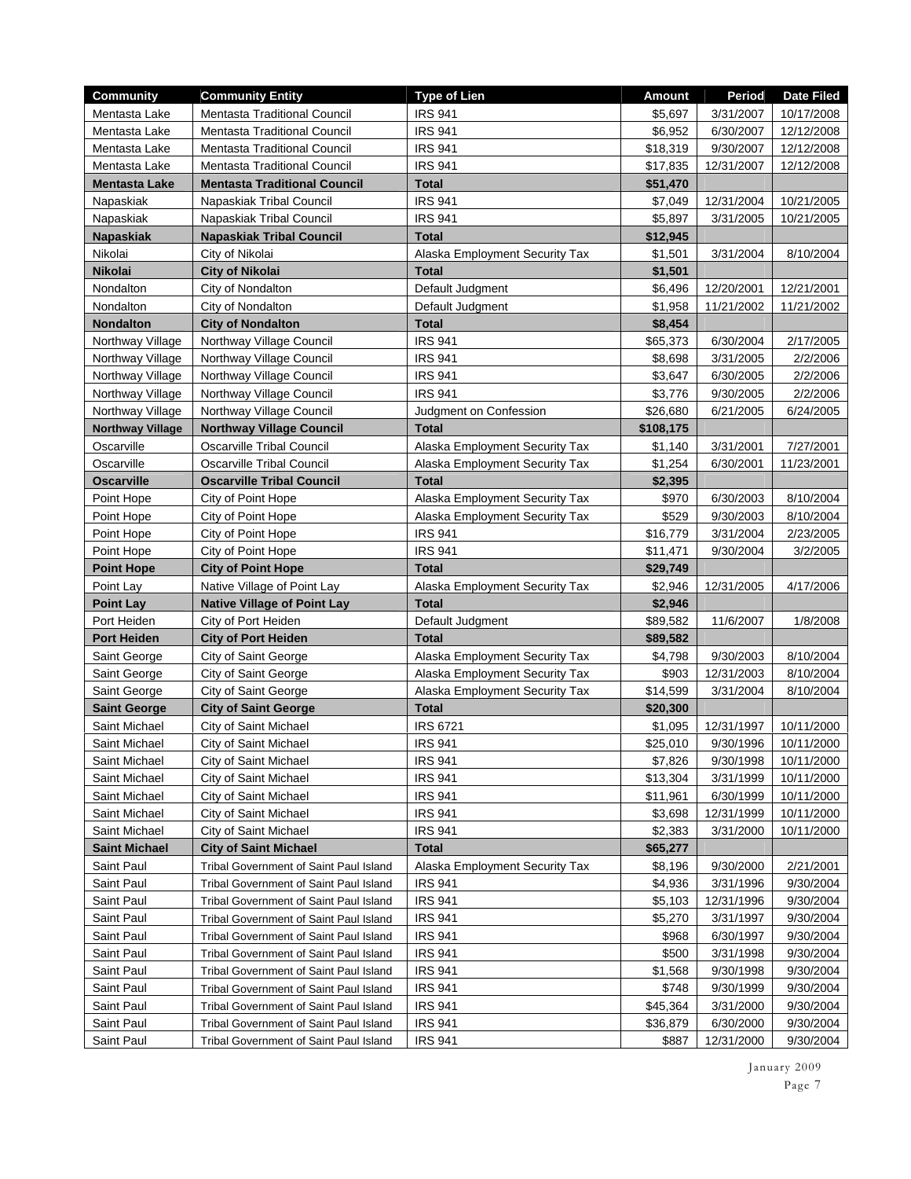| Community | Community Entity | Type of Lien | Amount | Period | Date Filed |
|---|---|---|---|---|---|
| Mentasta Lake | Mentasta Traditional Council | IRS 941 | $5,697 | 3/31/2007 | 10/17/2008 |
| Mentasta Lake | Mentasta Traditional Council | IRS 941 | $6,952 | 6/30/2007 | 12/12/2008 |
| Mentasta Lake | Mentasta Traditional Council | IRS 941 | $18,319 | 9/30/2007 | 12/12/2008 |
| Mentasta Lake | Mentasta Traditional Council | IRS 941 | $17,835 | 12/31/2007 | 12/12/2008 |
| **Mentasta Lake** | **Mentasta Traditional Council** | **Total** | **$51,470** | | |
| Napaskiak | Napaskiak Tribal Council | IRS 941 | $7,049 | 12/31/2004 | 10/21/2005 |
| Napaskiak | Napaskiak Tribal Council | IRS 941 | $5,897 | 3/31/2005 | 10/21/2005 |
| **Napaskiak** | **Napaskiak Tribal Council** | **Total** | **$12,945** | | |
| Nikolai | City of Nikolai | Alaska Employment Security Tax | $1,501 | 3/31/2004 | 8/10/2004 |
| **Nikolai** | **City of Nikolai** | **Total** | **$1,501** | | |
| Nondalton | City of Nondalton | Default Judgment | $6,496 | 12/20/2001 | 12/21/2001 |
| Nondalton | City of Nondalton | Default Judgment | $1,958 | 11/21/2002 | 11/21/2002 |
| **Nondalton** | **City of Nondalton** | **Total** | **$8,454** | | |
| Northway Village | Northway Village Council | IRS 941 | $65,373 | 6/30/2004 | 2/17/2005 |
| Northway Village | Northway Village Council | IRS 941 | $8,698 | 3/31/2005 | 2/2/2006 |
| Northway Village | Northway Village Council | IRS 941 | $3,647 | 6/30/2005 | 2/2/2006 |
| Northway Village | Northway Village Council | IRS 941 | $3,776 | 9/30/2005 | 2/2/2006 |
| Northway Village | Northway Village Council | Judgment on Confession | $26,680 | 6/21/2005 | 6/24/2005 |
| **Northway Village** | **Northway Village Council** | **Total** | **$108,175** | | |
| Oscarville | Oscarville Tribal Council | Alaska Employment Security Tax | $1,140 | 3/31/2001 | 7/27/2001 |
| Oscarville | Oscarville Tribal Council | Alaska Employment Security Tax | $1,254 | 6/30/2001 | 11/23/2001 |
| **Oscarville** | **Oscarville Tribal Council** | **Total** | **$2,395** | | |
| Point Hope | City of Point Hope | Alaska Employment Security Tax | $970 | 6/30/2003 | 8/10/2004 |
| Point Hope | City of Point Hope | Alaska Employment Security Tax | $529 | 9/30/2003 | 8/10/2004 |
| Point Hope | City of Point Hope | IRS 941 | $16,779 | 3/31/2004 | 2/23/2005 |
| Point Hope | City of Point Hope | IRS 941 | $11,471 | 9/30/2004 | 3/2/2005 |
| **Point Hope** | **City of Point Hope** | **Total** | **$29,749** | | |
| Point Lay | Native Village of Point Lay | Alaska Employment Security Tax | $2,946 | 12/31/2005 | 4/17/2006 |
| **Point Lay** | **Native Village of Point Lay** | **Total** | **$2,946** | | |
| Port Heiden | City of Port Heiden | Default Judgment | $89,582 | 11/6/2007 | 1/8/2008 |
| **Port Heiden** | **City of Port Heiden** | **Total** | **$89,582** | | |
| Saint George | City of Saint George | Alaska Employment Security Tax | $4,798 | 9/30/2003 | 8/10/2004 |
| Saint George | City of Saint George | Alaska Employment Security Tax | $903 | 12/31/2003 | 8/10/2004 |
| Saint George | City of Saint George | Alaska Employment Security Tax | $14,599 | 3/31/2004 | 8/10/2004 |
| **Saint George** | **City of Saint George** | **Total** | **$20,300** | | |
| Saint Michael | City of Saint Michael | IRS 6721 | $1,095 | 12/31/1997 | 10/11/2000 |
| Saint Michael | City of Saint Michael | IRS 941 | $25,010 | 9/30/1996 | 10/11/2000 |
| Saint Michael | City of Saint Michael | IRS 941 | $7,826 | 9/30/1998 | 10/11/2000 |
| Saint Michael | City of Saint Michael | IRS 941 | $13,304 | 3/31/1999 | 10/11/2000 |
| Saint Michael | City of Saint Michael | IRS 941 | $11,961 | 6/30/1999 | 10/11/2000 |
| Saint Michael | City of Saint Michael | IRS 941 | $3,698 | 12/31/1999 | 10/11/2000 |
| Saint Michael | City of Saint Michael | IRS 941 | $2,383 | 3/31/2000 | 10/11/2000 |
| **Saint Michael** | **City of Saint Michael** | **Total** | **$65,277** | | |
| Saint Paul | Tribal Government of Saint Paul Island | Alaska Employment Security Tax | $8,196 | 9/30/2000 | 2/21/2001 |
| Saint Paul | Tribal Government of Saint Paul Island | IRS 941 | $4,936 | 3/31/1996 | 9/30/2004 |
| Saint Paul | Tribal Government of Saint Paul Island | IRS 941 | $5,103 | 12/31/1996 | 9/30/2004 |
| Saint Paul | Tribal Government of Saint Paul Island | IRS 941 | $5,270 | 3/31/1997 | 9/30/2004 |
| Saint Paul | Tribal Government of Saint Paul Island | IRS 941 | $968 | 6/30/1997 | 9/30/2004 |
| Saint Paul | Tribal Government of Saint Paul Island | IRS 941 | $500 | 3/31/1998 | 9/30/2004 |
| Saint Paul | Tribal Government of Saint Paul Island | IRS 941 | $1,568 | 9/30/1998 | 9/30/2004 |
| Saint Paul | Tribal Government of Saint Paul Island | IRS 941 | $748 | 9/30/1999 | 9/30/2004 |
| Saint Paul | Tribal Government of Saint Paul Island | IRS 941 | $45,364 | 3/31/2000 | 9/30/2004 |
| Saint Paul | Tribal Government of Saint Paul Island | IRS 941 | $36,879 | 6/30/2000 | 9/30/2004 |
| Saint Paul | Tribal Government of Saint Paul Island | IRS 941 | $887 | 12/31/2000 | 9/30/2004 |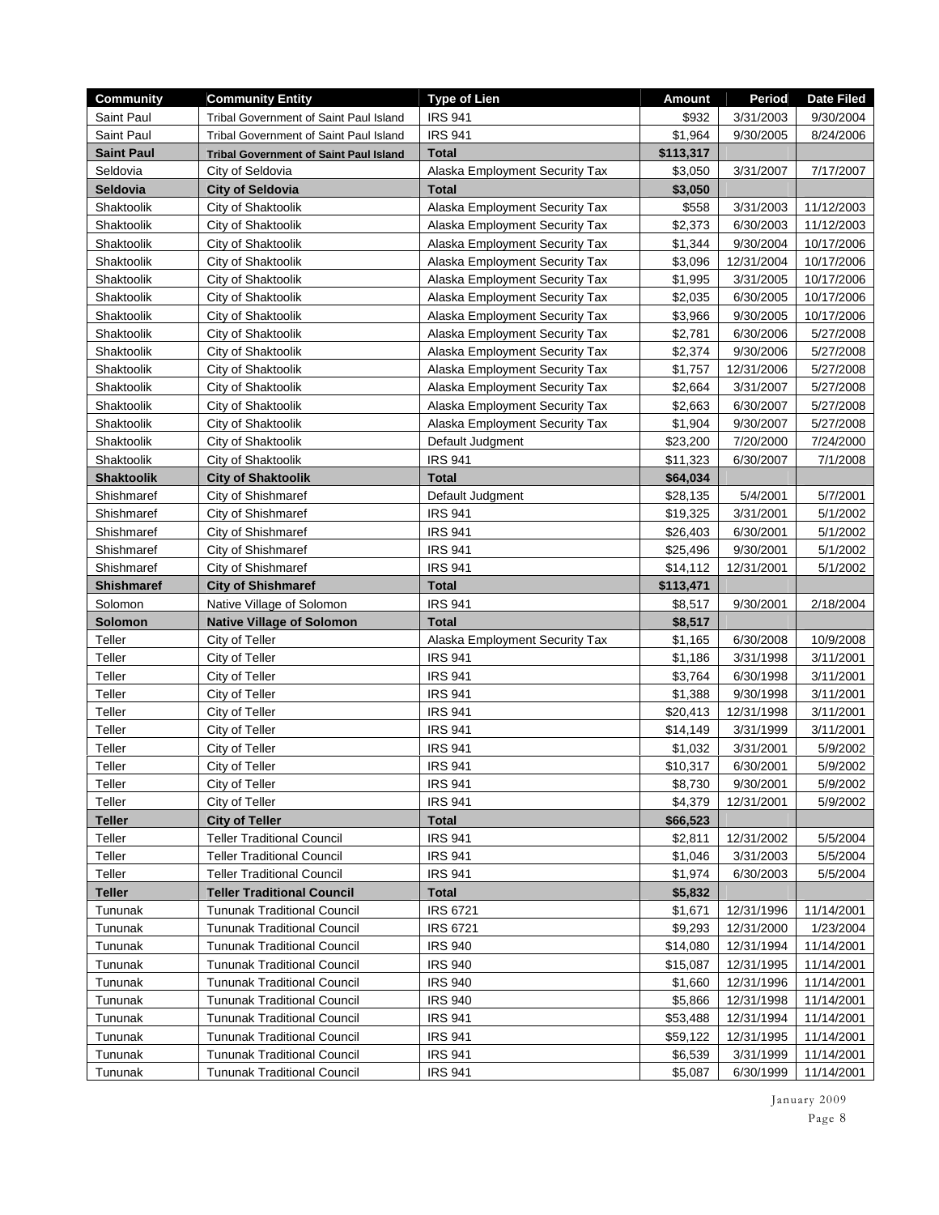| Community | Community Entity | Type of Lien | Amount | Period | Date Filed |
|---|---|---|---|---|---|
| Saint Paul | Tribal Government of Saint Paul Island | IRS 941 | $932 | 3/31/2003 | 9/30/2004 |
| Saint Paul | Tribal Government of Saint Paul Island | IRS 941 | $1,964 | 9/30/2005 | 8/24/2006 |
| **Saint Paul** | **Tribal Government of Saint Paul Island** | **Total** | **$113,317** | | |
| Seldovia | City of Seldovia | Alaska Employment Security Tax | $3,050 | 3/31/2007 | 7/17/2007 |
| **Seldovia** | **City of Seldovia** | **Total** | **$3,050** | | |
| Shaktoolik | City of Shaktoolik | Alaska Employment Security Tax | $558 | 3/31/2003 | 11/12/2003 |
| Shaktoolik | City of Shaktoolik | Alaska Employment Security Tax | $2,373 | 6/30/2003 | 11/12/2003 |
| Shaktoolik | City of Shaktoolik | Alaska Employment Security Tax | $1,344 | 9/30/2004 | 10/17/2006 |
| Shaktoolik | City of Shaktoolik | Alaska Employment Security Tax | $3,096 | 12/31/2004 | 10/17/2006 |
| Shaktoolik | City of Shaktoolik | Alaska Employment Security Tax | $1,995 | 3/31/2005 | 10/17/2006 |
| Shaktoolik | City of Shaktoolik | Alaska Employment Security Tax | $2,035 | 6/30/2005 | 10/17/2006 |
| Shaktoolik | City of Shaktoolik | Alaska Employment Security Tax | $3,966 | 9/30/2005 | 10/17/2006 |
| Shaktoolik | City of Shaktoolik | Alaska Employment Security Tax | $2,781 | 6/30/2006 | 5/27/2008 |
| Shaktoolik | City of Shaktoolik | Alaska Employment Security Tax | $2,374 | 9/30/2006 | 5/27/2008 |
| Shaktoolik | City of Shaktoolik | Alaska Employment Security Tax | $1,757 | 12/31/2006 | 5/27/2008 |
| Shaktoolik | City of Shaktoolik | Alaska Employment Security Tax | $2,664 | 3/31/2007 | 5/27/2008 |
| Shaktoolik | City of Shaktoolik | Alaska Employment Security Tax | $2,663 | 6/30/2007 | 5/27/2008 |
| Shaktoolik | City of Shaktoolik | Alaska Employment Security Tax | $1,904 | 9/30/2007 | 5/27/2008 |
| Shaktoolik | City of Shaktoolik | Default Judgment | $23,200 | 7/20/2000 | 7/24/2000 |
| Shaktoolik | City of Shaktoolik | IRS 941 | $11,323 | 6/30/2007 | 7/1/2008 |
| **Shaktoolik** | **City of Shaktoolik** | **Total** | **$64,034** | | |
| Shishmaref | City of Shishmaref | Default Judgment | $28,135 | 5/4/2001 | 5/7/2001 |
| Shishmaref | City of Shishmaref | IRS 941 | $19,325 | 3/31/2001 | 5/1/2002 |
| Shishmaref | City of Shishmaref | IRS 941 | $26,403 | 6/30/2001 | 5/1/2002 |
| Shishmaref | City of Shishmaref | IRS 941 | $25,496 | 9/30/2001 | 5/1/2002 |
| Shishmaref | City of Shishmaref | IRS 941 | $14,112 | 12/31/2001 | 5/1/2002 |
| **Shishmaref** | **City of Shishmaref** | **Total** | **$113,471** | | |
| Solomon | Native Village of Solomon | IRS 941 | $8,517 | 9/30/2001 | 2/18/2004 |
| **Solomon** | **Native Village of Solomon** | **Total** | **$8,517** | | |
| Teller | City of Teller | Alaska Employment Security Tax | $1,165 | 6/30/2008 | 10/9/2008 |
| Teller | City of Teller | IRS 941 | $1,186 | 3/31/1998 | 3/11/2001 |
| Teller | City of Teller | IRS 941 | $3,764 | 6/30/1998 | 3/11/2001 |
| Teller | City of Teller | IRS 941 | $1,388 | 9/30/1998 | 3/11/2001 |
| Teller | City of Teller | IRS 941 | $20,413 | 12/31/1998 | 3/11/2001 |
| Teller | City of Teller | IRS 941 | $14,149 | 3/31/1999 | 3/11/2001 |
| Teller | City of Teller | IRS 941 | $1,032 | 3/31/2001 | 5/9/2002 |
| Teller | City of Teller | IRS 941 | $10,317 | 6/30/2001 | 5/9/2002 |
| Teller | City of Teller | IRS 941 | $8,730 | 9/30/2001 | 5/9/2002 |
| Teller | City of Teller | IRS 941 | $4,379 | 12/31/2001 | 5/9/2002 |
| **Teller** | **City of Teller** | **Total** | **$66,523** | | |
| Teller | Teller Traditional Council | IRS 941 | $2,811 | 12/31/2002 | 5/5/2004 |
| Teller | Teller Traditional Council | IRS 941 | $1,046 | 3/31/2003 | 5/5/2004 |
| Teller | Teller Traditional Council | IRS 941 | $1,974 | 6/30/2003 | 5/5/2004 |
| **Teller** | **Teller Traditional Council** | **Total** | **$5,832** | | |
| Tununak | Tununak Traditional Council | IRS 6721 | $1,671 | 12/31/1996 | 11/14/2001 |
| Tununak | Tununak Traditional Council | IRS 6721 | $9,293 | 12/31/2000 | 1/23/2004 |
| Tununak | Tununak Traditional Council | IRS 940 | $14,080 | 12/31/1994 | 11/14/2001 |
| Tununak | Tununak Traditional Council | IRS 940 | $15,087 | 12/31/1995 | 11/14/2001 |
| Tununak | Tununak Traditional Council | IRS 940 | $1,660 | 12/31/1996 | 11/14/2001 |
| Tununak | Tununak Traditional Council | IRS 940 | $5,866 | 12/31/1998 | 11/14/2001 |
| Tununak | Tununak Traditional Council | IRS 941 | $53,488 | 12/31/1994 | 11/14/2001 |
| Tununak | Tununak Traditional Council | IRS 941 | $59,122 | 12/31/1995 | 11/14/2001 |
| Tununak | Tununak Traditional Council | IRS 941 | $6,539 | 3/31/1999 | 11/14/2001 |
| Tununak | Tununak Traditional Council | IRS 941 | $5,087 | 6/30/1999 | 11/14/2001 |

January 2009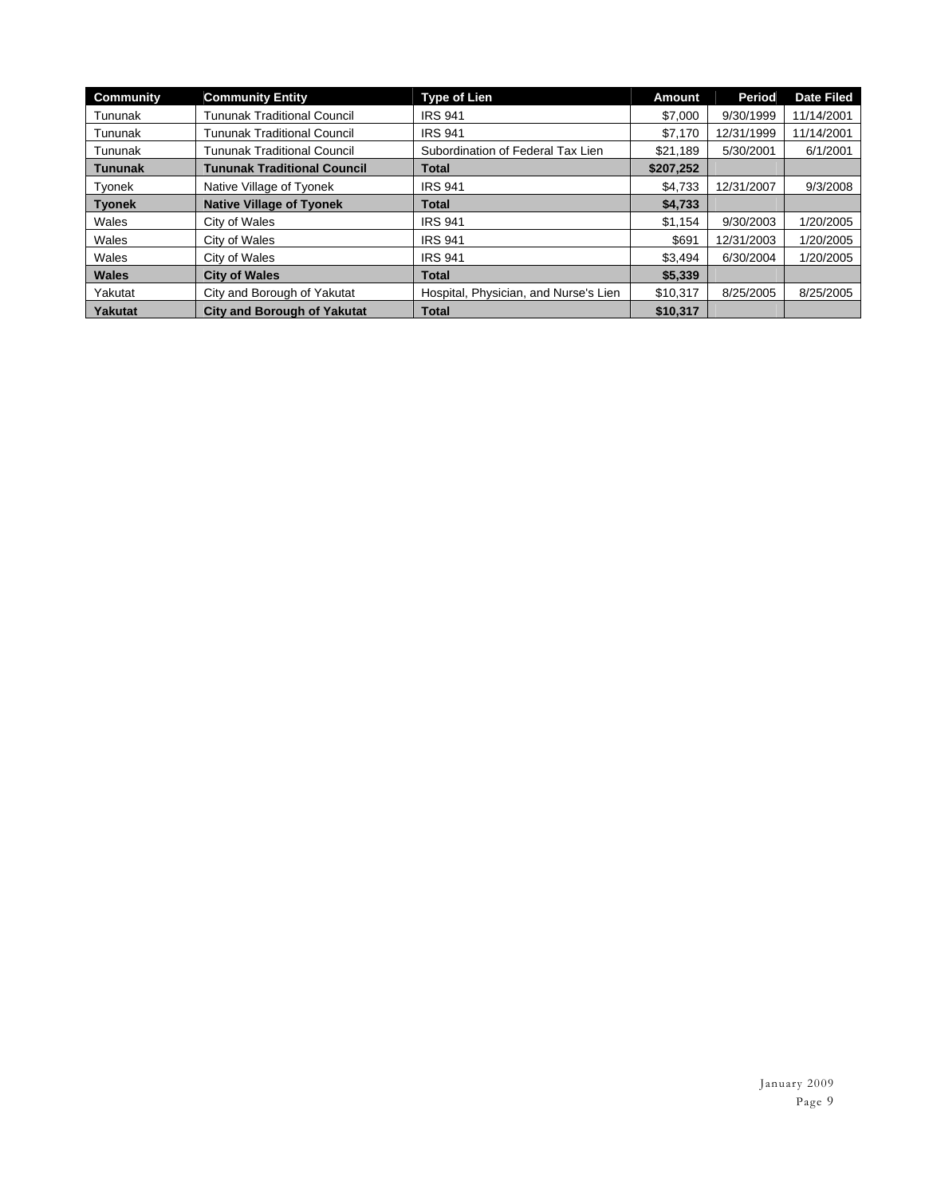| Community | Community Entity | Type of Lien | Amount | Period | Date Filed |
|---|---|---|---|---|---|
| Tununak | Tununak Traditional Council | IRS 941 | $7,000 | 9/30/1999 | 11/14/2001 |
| Tununak | Tununak Traditional Council | IRS 941 | $7,170 | 12/31/1999 | 11/14/2001 |
| Tununak | Tununak Traditional Council | Subordination of Federal Tax Lien | $21,189 | 5/30/2001 | 6/1/2001 |
| **Tununak** | **Tununak Traditional Council** | **Total** | **$207,252** | | |
| Tyonek | Native Village of Tyonek | IRS 941 | $4,733 | 12/31/2007 | 9/3/2008 |
| **Tyonek** | **Native Village of Tyonek** | **Total** | **$4,733** | | |
| Wales | City of Wales | IRS 941 | $1,154 | 9/30/2003 | 1/20/2005 |
| Wales | City of Wales | IRS 941 | $691 | 12/31/2003 | 1/20/2005 |
| Wales | City of Wales | IRS 941 | $3,494 | 6/30/2004 | 1/20/2005 |
| **Wales** | **City of Wales** | **Total** | **$5,339** | | |
| Yakutat | City and Borough of Yakutat | Hospital, Physician, and Nurse's Lien | $10,317 | 8/25/2005 | 8/25/2005 |
| **Yakutat** | **City and Borough of Yakutat** | **Total** | **$10,317** | | |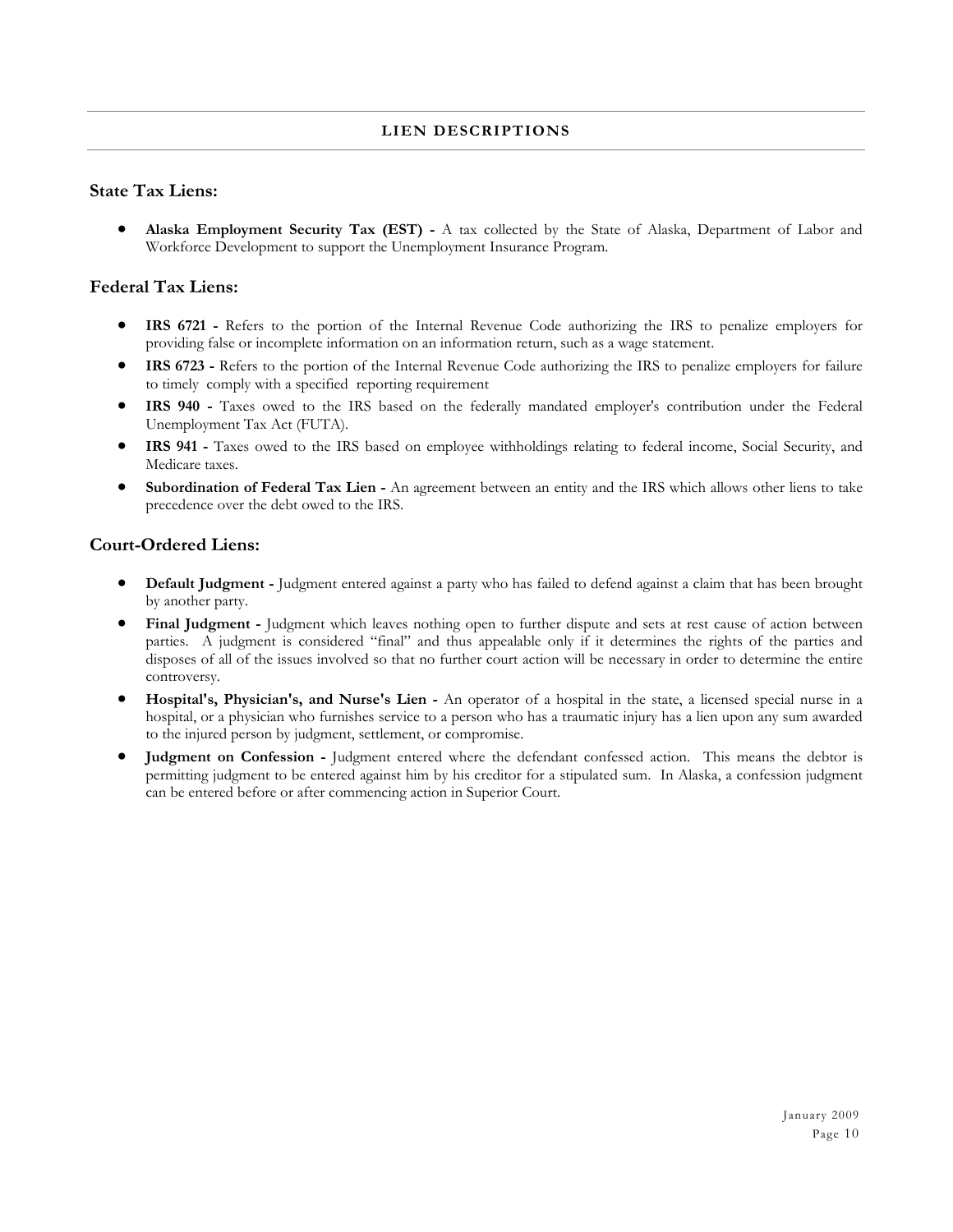## LIEN DESCRIPTIONS

### State Tax Liens:

- **Alaska Employment Security Tax (EST) -** A tax collected by the State of Alaska, Department of Labor and Workforce Development to support the Unemployment Insurance Program.

### Federal Tax Liens:

- **IRS 6721 -** Refers to the portion of the Internal Revenue Code authorizing the IRS to penalize employers for providing false or incomplete information on an information return, such as a wage statement.
- **IRS 6723 -** Refers to the portion of the Internal Revenue Code authorizing the IRS to penalize employers for failure to timely comply with a specified reporting requirement
- **IRS 940 -** Taxes owed to the IRS based on the federally mandated employer's contribution under the Federal Unemployment Tax Act (FUTA).
- **IRS 941 -** Taxes owed to the IRS based on employee withholdings relating to federal income, Social Security, and Medicare taxes.
- **Subordination of Federal Tax Lien -** An agreement between an entity and the IRS which allows other liens to take precedence over the debt owed to the IRS.

### Court-Ordered Liens:

- **Default Judgment -** Judgment entered against a party who has failed to defend against a claim that has been brought by another party.
- **Final Judgment -** Judgment which leaves nothing open to further dispute and sets at rest cause of action between parties. A judgment is considered "final" and thus appealable only if it determines the rights of the parties and disposes of all of the issues involved so that no further court action will be necessary in order to determine the entire controversy.
- **Hospital's, Physician's, and Nurse's Lien -** An operator of a hospital in the state, a licensed special nurse in a hospital, or a physician who furnishes service to a person who has a traumatic injury has a lien upon any sum awarded to the injured person by judgment, settlement, or compromise.
- **Judgment on Confession -** Judgment entered where the defendant confessed action. This means the debtor is permitting judgment to be entered against him by his creditor for a stipulated sum. In Alaska, a confession judgment can be entered before or after commencing action in Superior Court.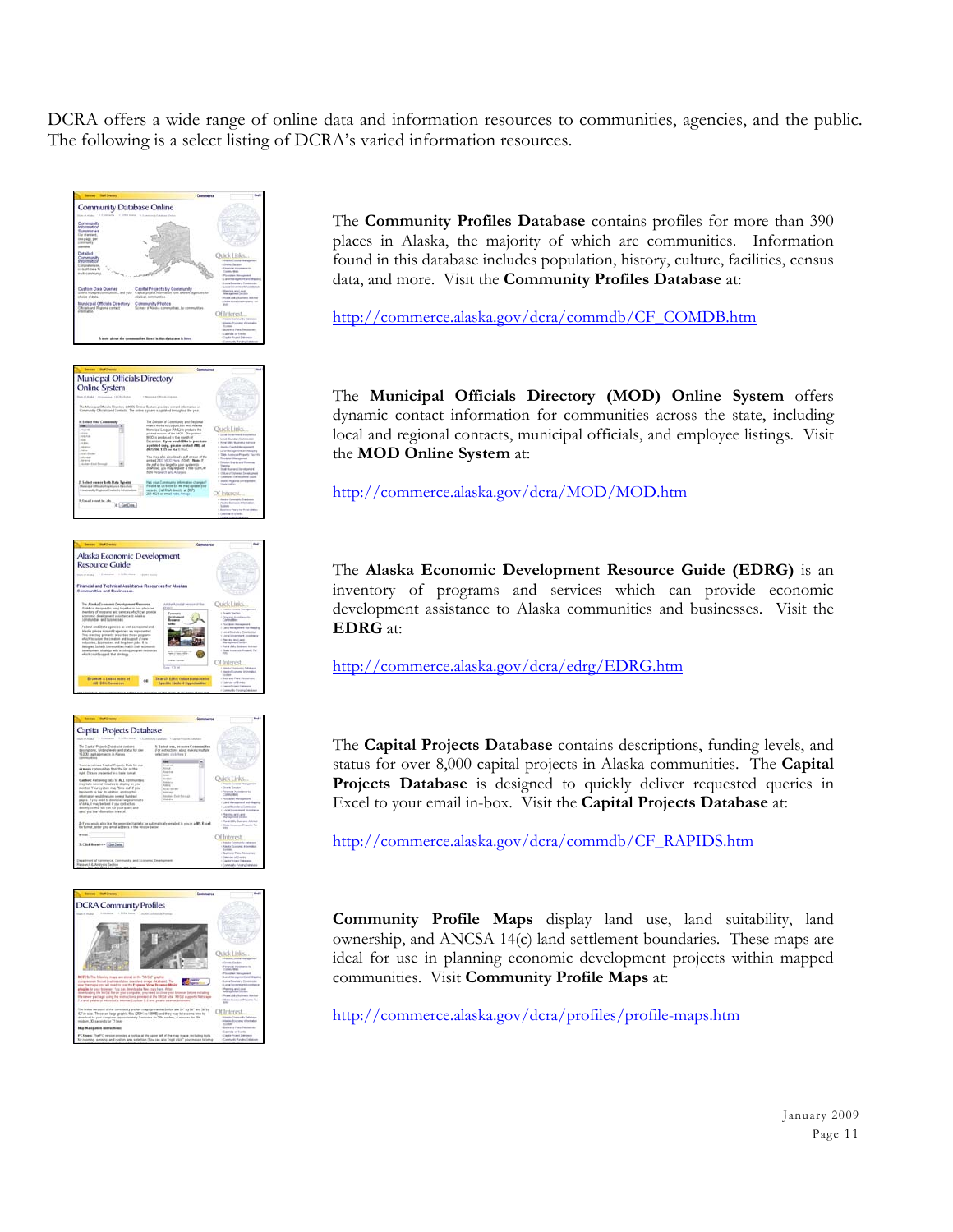DCRA offers a wide range of online data and information resources to communities, agencies, and the public. The following is a select listing of DCRA's varied information resources.

The **Community Profiles Database** contains profiles for more than 390 places in Alaska, the majority of which are communities. Information found in this database includes population, history, culture, facilities, census data, and more. Visit the **Community Profiles Database** at:

http://commerce.alaska.gov/dcra/commdb/CF_COMDB.htm

The **Municipal Officials Directory (MOD) Online System** offers dynamic contact information for communities across the state, including local and regional contacts, municipal officials, and employee listings. Visit the **MOD Online System** at:

http://commerce.alaska.gov/dcra/MOD/MOD.htm

The **Alaska Economic Development Resource Guide (EDRG)** is an inventory of programs and services which can provide economic development assistance to Alaska communities and businesses. Visit the **EDRG** at:

http://commerce.alaska.gov/dcra/edrg/EDRG.htm

The **Capital Projects Database** contains descriptions, funding levels, and status for over 8,000 capital projects in Alaska communities. The **Capital Projects Database** is designed to quickly deliver requested queries in Excel to your email in-box. Visit the **Capital Projects Database** at:

http://commerce.alaska.gov/dcra/commdb/CF_RAPIDS.htm

**Community Profile Maps** display land use, land suitability, land ownership, and ANCSA 14(c) land settlement boundaries. These maps are ideal for use in planning economic development projects within mapped communities. Visit **Community Profile Maps** at:

http://commerce.alaska.gov/dcra/profiles/profile-maps.htm

January 2009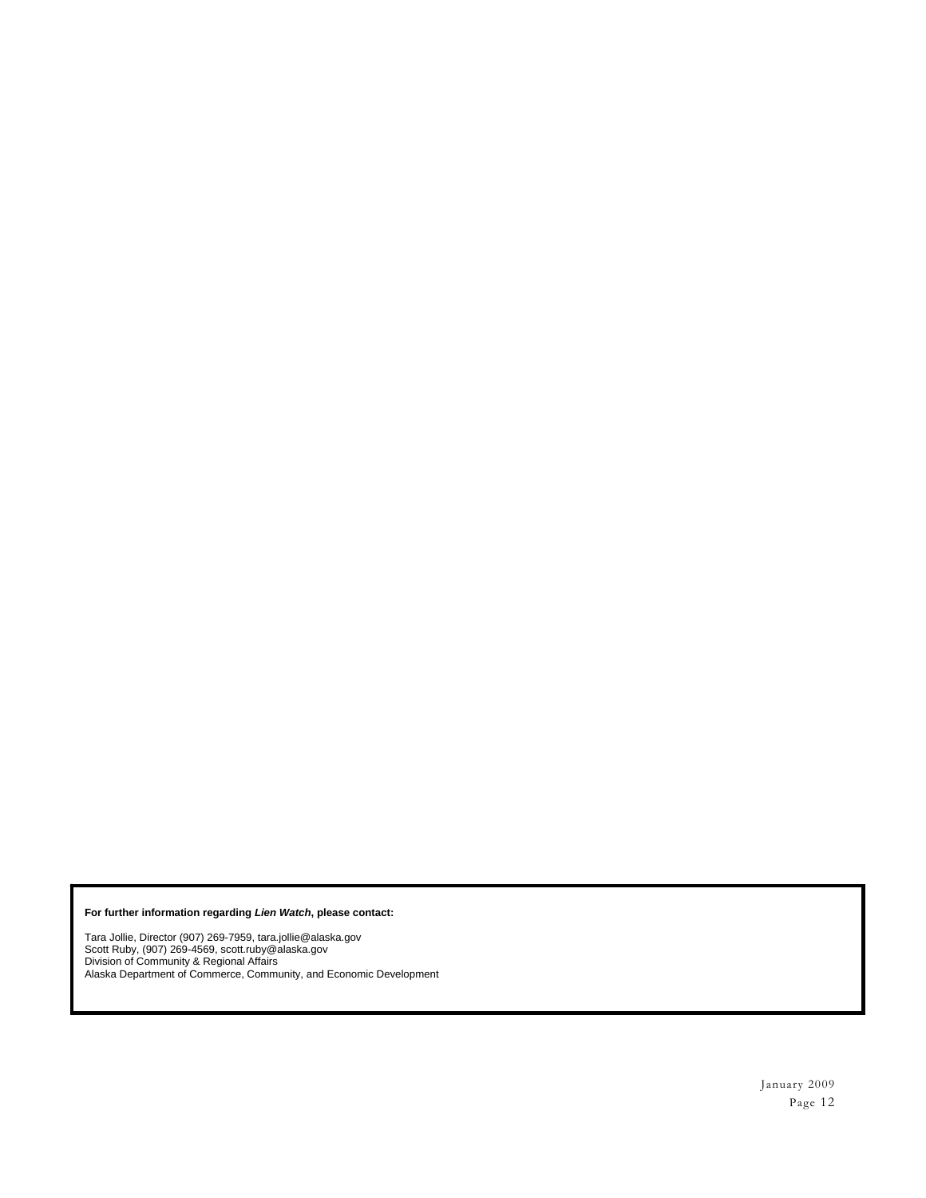**For further information regarding *Lien Watch*, please contact:**

Tara Jollie, Director (907) 269-7959, tara.jollie@alaska.gov
Scott Ruby, (907) 269-4569, scott.ruby@alaska.gov
Division of Community & Regional Affairs
Alaska Department of Commerce, Community, and Economic Development